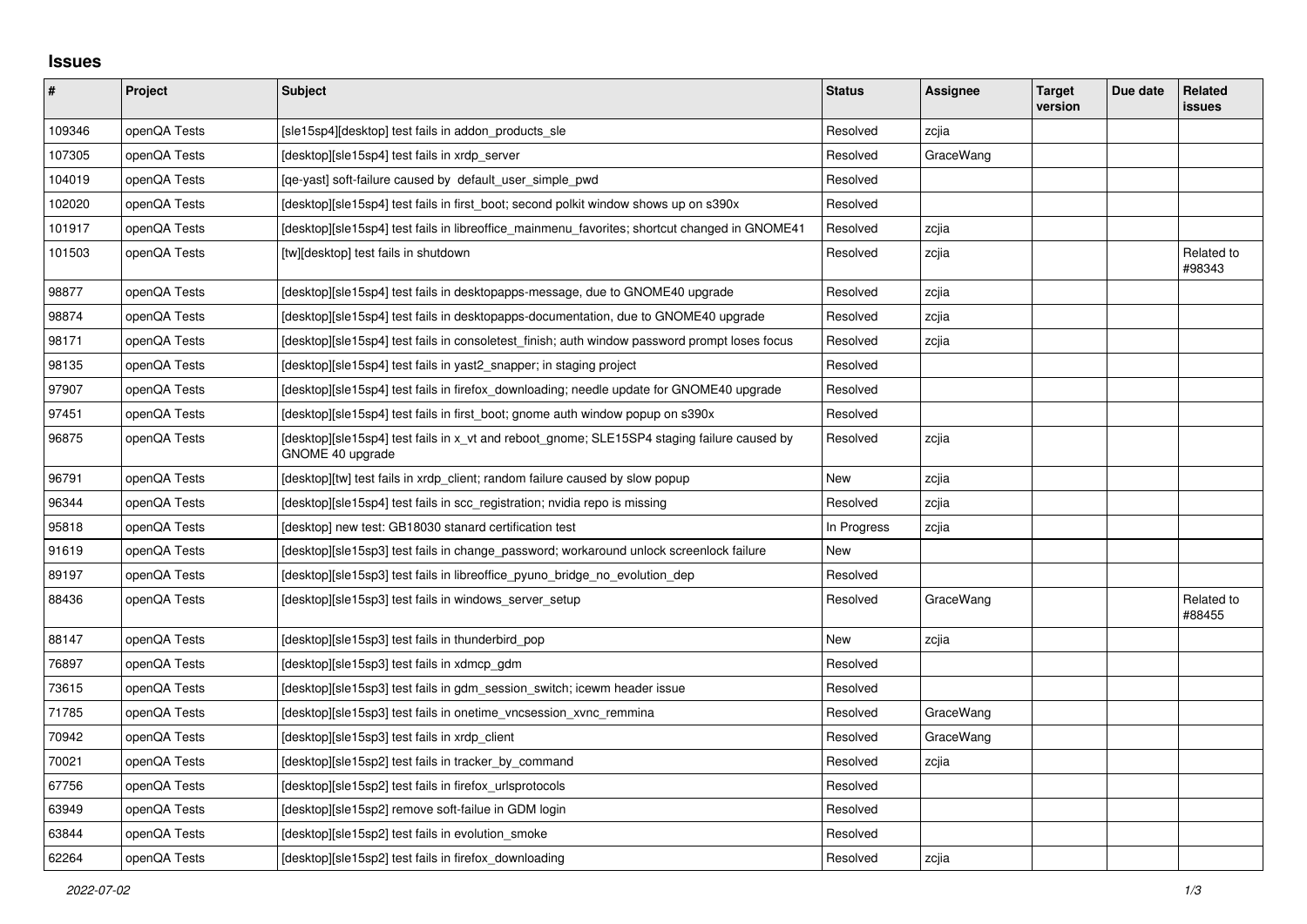## Issues

| # | Project | Subject | Status | Assignee | Target version | Due date | Related issues |
|---|---|---|---|---|---|---|---|
| 109346 | openQA Tests | [sle15sp4][desktop] test fails in addon_products_sle | Resolved | zcjia | | | |
| 107305 | openQA Tests | [desktop][sle15sp4] test fails in xrdp_server | Resolved | GraceWang | | | |
| 104019 | openQA Tests | [qe-yast] soft-failure caused by default_user_simple_pwd | Resolved | | | | |
| 102020 | openQA Tests | [desktop][sle15sp4] test fails in first_boot; second polkit window shows up on s390x | Resolved | | | | |
| 101917 | openQA Tests | [desktop][sle15sp4] test fails in libreoffice_mainmenu_favorites; shortcut changed in GNOME41 | Resolved | zcjia | | | |
| 101503 | openQA Tests | [tw][desktop] test fails in shutdown | Resolved | zcjia | | | Related to #98343 |
| 98877 | openQA Tests | [desktop][sle15sp4] test fails in desktopapps-message, due to GNOME40 upgrade | Resolved | zcjia | | | |
| 98874 | openQA Tests | [desktop][sle15sp4] test fails in desktopapps-documentation, due to GNOME40 upgrade | Resolved | zcjia | | | |
| 98171 | openQA Tests | [desktop][sle15sp4] test fails in consoletest_finish; auth window password prompt loses focus | Resolved | zcjia | | | |
| 98135 | openQA Tests | [desktop][sle15sp4] test fails in yast2_snapper; in staging project | Resolved | | | | |
| 97907 | openQA Tests | [desktop][sle15sp4] test fails in firefox_downloading; needle update for GNOME40 upgrade | Resolved | | | | |
| 97451 | openQA Tests | [desktop][sle15sp4] test fails in first_boot; gnome auth window popup on s390x | Resolved | | | | |
| 96875 | openQA Tests | [desktop][sle15sp4] test fails in x_vt and reboot_gnome; SLE15SP4 staging failure caused by GNOME 40 upgrade | Resolved | zcjia | | | |
| 96791 | openQA Tests | [desktop][tw] test fails in xrdp_client; random failure caused by slow popup | New | zcjia | | | |
| 96344 | openQA Tests | [desktop][sle15sp4] test fails in scc_registration; nvidia repo is missing | Resolved | zcjia | | | |
| 95818 | openQA Tests | [desktop] new test: GB18030 stanard certification test | In Progress | zcjia | | | |
| 91619 | openQA Tests | [desktop][sle15sp3] test fails in change_password; workaround unlock screenlock failure | New | | | | |
| 89197 | openQA Tests | [desktop][sle15sp3] test fails in libreoffice_pyuno_bridge_no_evolution_dep | Resolved | | | | |
| 88436 | openQA Tests | [desktop][sle15sp3] test fails in windows_server_setup | Resolved | GraceWang | | | Related to #88455 |
| 88147 | openQA Tests | [desktop][sle15sp3] test fails in thunderbird_pop | New | zcjia | | | |
| 76897 | openQA Tests | [desktop][sle15sp3] test fails in xdmcp_gdm | Resolved | | | | |
| 73615 | openQA Tests | [desktop][sle15sp3] test fails in gdm_session_switch; icewm header issue | Resolved | | | | |
| 71785 | openQA Tests | [desktop][sle15sp3] test fails in onetime_vncsession_xvnc_remmina | Resolved | GraceWang | | | |
| 70942 | openQA Tests | [desktop][sle15sp3] test fails in xrdp_client | Resolved | GraceWang | | | |
| 70021 | openQA Tests | [desktop][sle15sp2] test fails in tracker_by_command | Resolved | zcjia | | | |
| 67756 | openQA Tests | [desktop][sle15sp2] test fails in firefox_urlsprotocols | Resolved | | | | |
| 63949 | openQA Tests | [desktop][sle15sp2] remove soft-failue in GDM login | Resolved | | | | |
| 63844 | openQA Tests | [desktop][sle15sp2] test fails in evolution_smoke | Resolved | | | | |
| 62264 | openQA Tests | [desktop][sle15sp2] test fails in firefox_downloading | Resolved | zcjia | | | |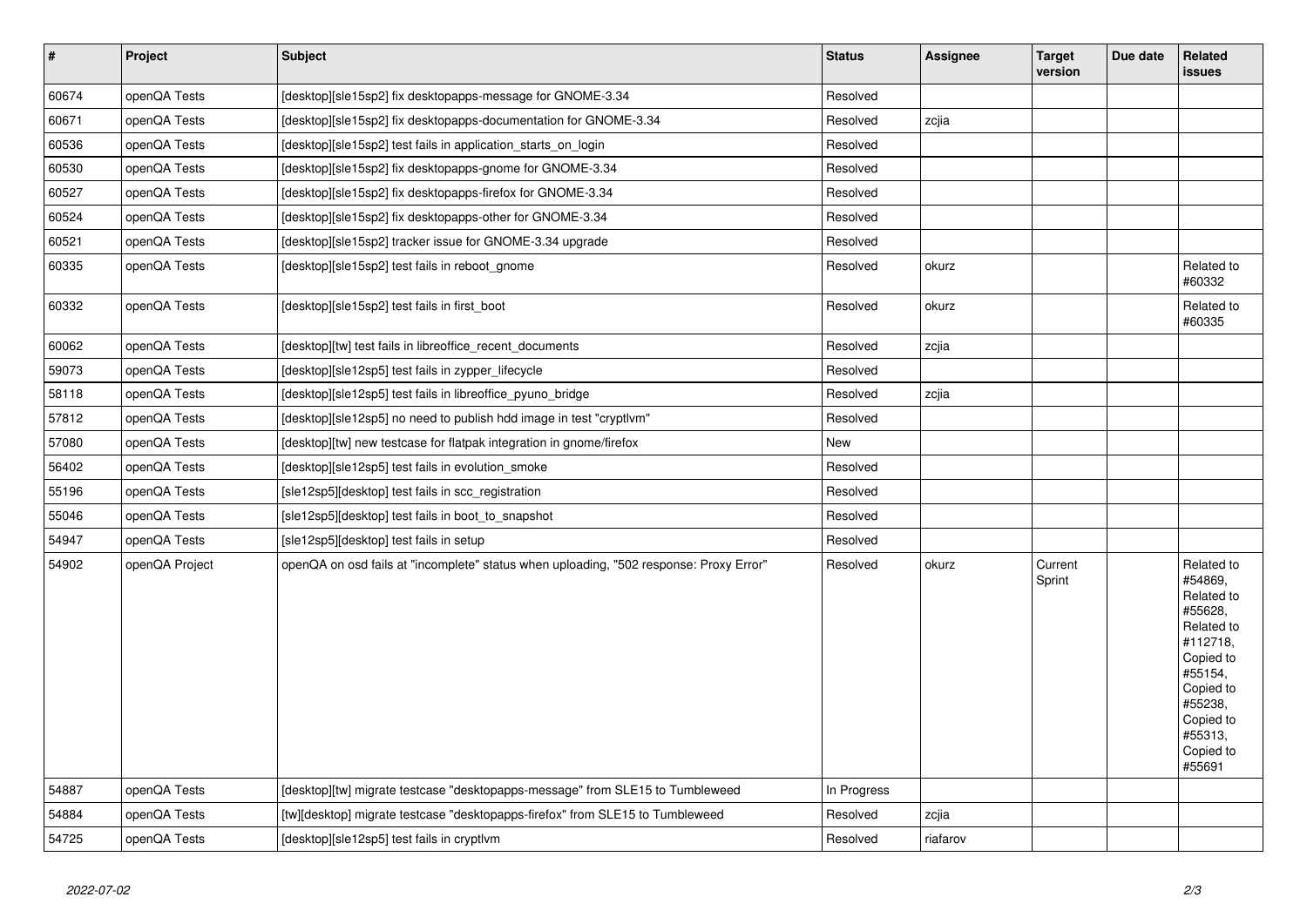| # | Project | Subject | Status | Assignee | Target version | Due date | Related issues |
|---|---|---|---|---|---|---|---|
| 60674 | openQA Tests | [desktop][sle15sp2] fix desktopapps-message for GNOME-3.34 | Resolved | | | | |
| 60671 | openQA Tests | [desktop][sle15sp2] fix desktopapps-documentation for GNOME-3.34 | Resolved | zcjia | | | |
| 60536 | openQA Tests | [desktop][sle15sp2] test fails in application_starts_on_login | Resolved | | | | |
| 60530 | openQA Tests | [desktop][sle15sp2] fix desktopapps-gnome for GNOME-3.34 | Resolved | | | | |
| 60527 | openQA Tests | [desktop][sle15sp2] fix desktopapps-firefox for GNOME-3.34 | Resolved | | | | |
| 60524 | openQA Tests | [desktop][sle15sp2] fix desktopapps-other for GNOME-3.34 | Resolved | | | | |
| 60521 | openQA Tests | [desktop][sle15sp2] tracker issue for GNOME-3.34 upgrade | Resolved | | | | |
| 60335 | openQA Tests | [desktop][sle15sp2] test fails in reboot_gnome | Resolved | okurz | | | Related to #60332 |
| 60332 | openQA Tests | [desktop][sle15sp2] test fails in first_boot | Resolved | okurz | | | Related to #60335 |
| 60062 | openQA Tests | [desktop][tw] test fails in libreoffice_recent_documents | Resolved | zcjia | | | |
| 59073 | openQA Tests | [desktop][sle12sp5] test fails in zypper_lifecycle | Resolved | | | | |
| 58118 | openQA Tests | [desktop][sle12sp5] test fails in libreoffice_pyuno_bridge | Resolved | zcjia | | | |
| 57812 | openQA Tests | [desktop][sle12sp5] no need to publish hdd image in test "cryptlvm" | Resolved | | | | |
| 57080 | openQA Tests | [desktop][tw] new testcase for flatpak integration in gnome/firefox | New | | | | |
| 56402 | openQA Tests | [desktop][sle12sp5] test fails in evolution_smoke | Resolved | | | | |
| 55196 | openQA Tests | [sle12sp5][desktop] test fails in scc_registration | Resolved | | | | |
| 55046 | openQA Tests | [sle12sp5][desktop] test fails in boot_to_snapshot | Resolved | | | | |
| 54947 | openQA Tests | [sle12sp5][desktop] test fails in setup | Resolved | | | | |
| 54902 | openQA Project | openQA on osd fails at "incomplete" status when uploading, "502 response: Proxy Error" | Resolved | okurz | Current Sprint | | Related to #54869, Related to #55628, Related to #112718, Copied to #55154, Copied to #55238, Copied to #55313, Copied to #55691 |
| 54887 | openQA Tests | [desktop][tw] migrate testcase "desktopapps-message" from SLE15 to Tumbleweed | In Progress | | | | |
| 54884 | openQA Tests | [tw][desktop] migrate testcase "desktopapps-firefox" from SLE15 to Tumbleweed | Resolved | zcjia | | | |
| 54725 | openQA Tests | [desktop][sle12sp5] test fails in cryptlvm | Resolved | riafarov | | | |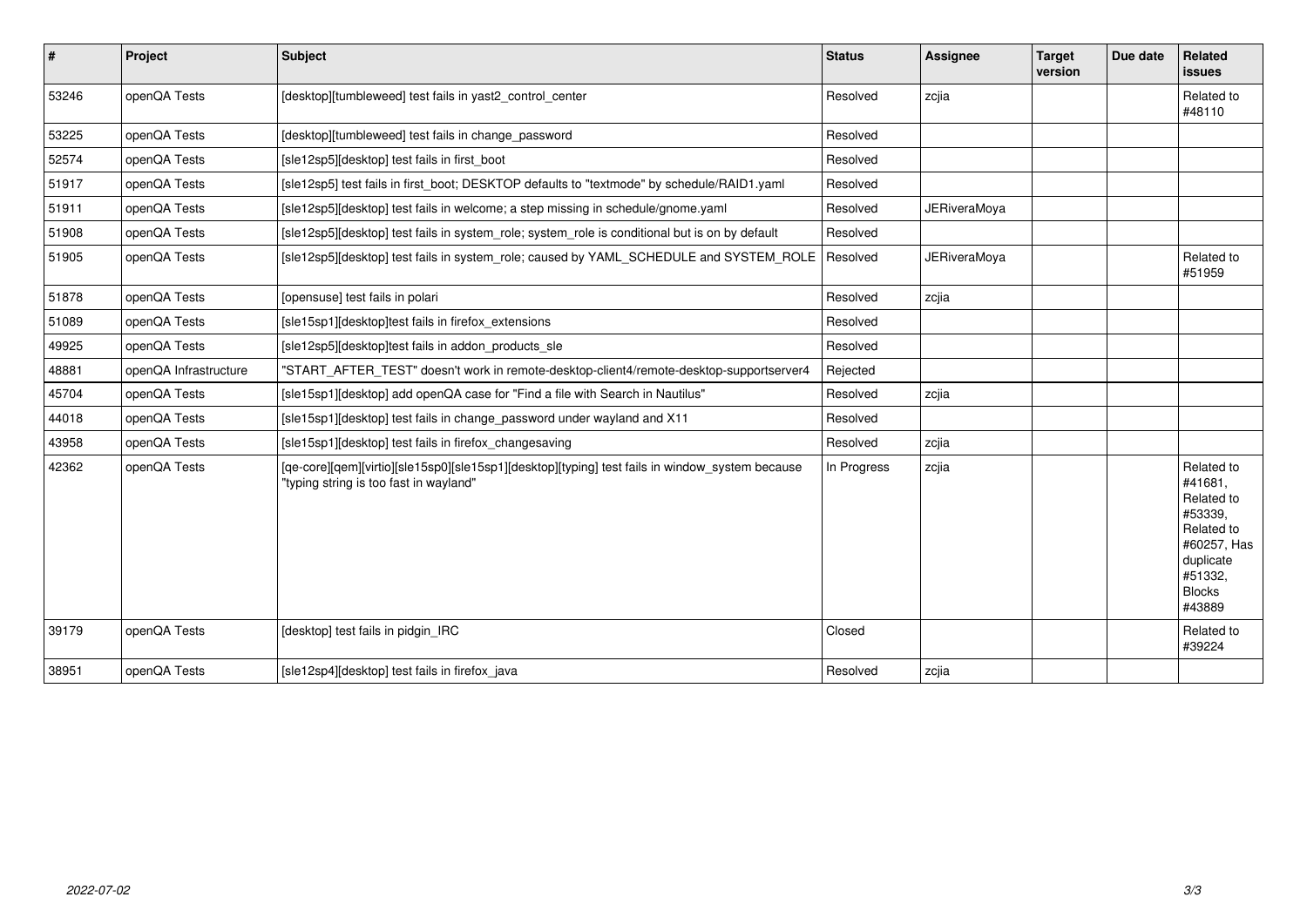| # | Project | Subject | Status | Assignee | Target version | Due date | Related issues |
|---|---|---|---|---|---|---|---|
| 53246 | openQA Tests | [desktop][tumbleweed] test fails in yast2_control_center | Resolved | zcjia | | | Related to #48110 |
| 53225 | openQA Tests | [desktop][tumbleweed] test fails in change_password | Resolved | | | | |
| 52574 | openQA Tests | [sle12sp5][desktop] test fails in first_boot | Resolved | | | | |
| 51917 | openQA Tests | [sle12sp5] test fails in first_boot; DESKTOP defaults to "textmode" by schedule/RAID1.yaml | Resolved | | | | |
| 51911 | openQA Tests | [sle12sp5][desktop] test fails in welcome; a step missing in schedule/gnome.yaml | Resolved | JERiveraMoya | | | |
| 51908 | openQA Tests | [sle12sp5][desktop] test fails in system_role; system_role is conditional but is on by default | Resolved | | | | |
| 51905 | openQA Tests | [sle12sp5][desktop] test fails in system_role; caused by YAML_SCHEDULE and SYSTEM_ROLE | Resolved | JERiveraMoya | | | Related to #51959 |
| 51878 | openQA Tests | [opensuse] test fails in polari | Resolved | zcjia | | | |
| 51089 | openQA Tests | [sle15sp1][desktop]test fails in firefox_extensions | Resolved | | | | |
| 49925 | openQA Tests | [sle12sp5][desktop]test fails in addon_products_sle | Resolved | | | | |
| 48881 | openQA Infrastructure | "START_AFTER_TEST" doesn't work in remote-desktop-client4/remote-desktop-supportserver4 | Rejected | | | | |
| 45704 | openQA Tests | [sle15sp1][desktop] add openQA case for "Find a file with Search in Nautilus" | Resolved | zcjia | | | |
| 44018 | openQA Tests | [sle15sp1][desktop] test fails in change_password under wayland and X11 | Resolved | | | | |
| 43958 | openQA Tests | [sle15sp1][desktop] test fails in firefox_changesaving | Resolved | zcjia | | | |
| 42362 | openQA Tests | [qe-core][qem][virtio][sle15sp0][sle15sp1][desktop][typing] test fails in window_system because "typing string is too fast in wayland" | In Progress | zcjia | | | Related to #41681, Related to #53339, Related to #60257, Has duplicate #51332, Blocks #43889 |
| 39179 | openQA Tests | [desktop] test fails in pidgin_IRC | Closed | | | | Related to #39224 |
| 38951 | openQA Tests | [sle12sp4][desktop] test fails in firefox_java | Resolved | zcjia | | | |